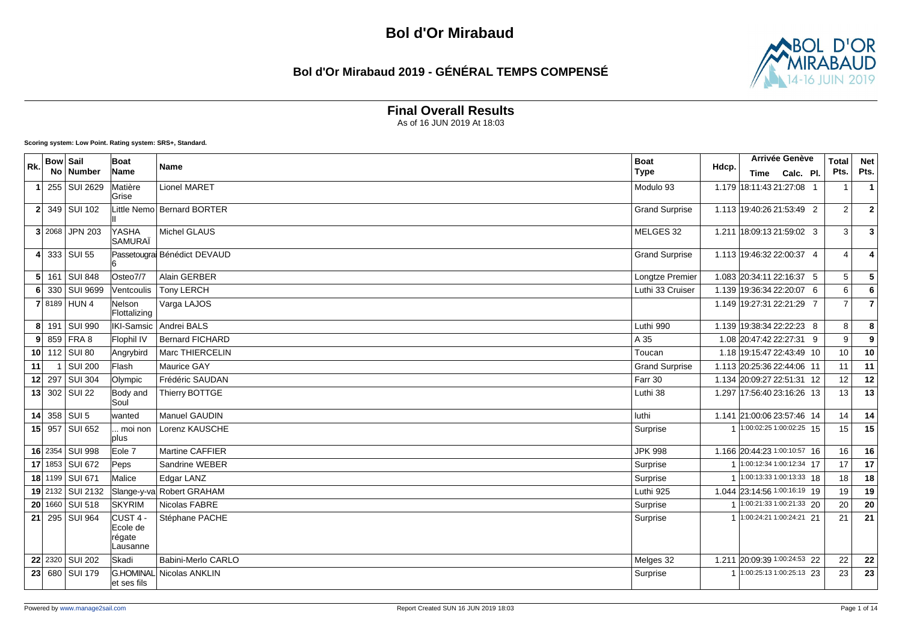# Bol d'Or Mirabaud

## Bol d'Or Mirabaud 2019 - GÉNÉRAL TEMPS COMPENSÉ

### Final Overall Results

As of 16 JUN 2019 At 18:03

**Scoring system: Low Point. Rating system: SRS+, Standard.**

| Rk. | Bow No | Sail Number | Boat Name | Name | Boat Type | Hdcp. | Arrivée Genève Time | Calc. | Pl. | Total Pts. | Net Pts. |
|---|---|---|---|---|---|---|---|---|---|---|---|
| 1 | 255 | SUI 2629 | Matière Grise | Lionel MARET | Modulo 93 | 1.179 | 18:11:43 | 21:27:08 | 1 | 1 | 1 |
| 2 | 349 | SUI 102 | Little Nemo II | Bernard BORTER | Grand Surprise | 1.113 | 19:40:26 | 21:53:49 | 2 | 2 | 2 |
| 3 | 2068 | JPN 203 | YASHA SAMURAÏ | Michel GLAUS | MELGES 32 | 1.211 | 18:09:13 | 21:59:02 | 3 | 3 | 3 |
| 4 | 333 | SUI 55 | Passetougra6 | Bénédict DEVAUD | Grand Surprise | 1.113 | 19:46:32 | 22:00:37 | 4 | 4 | 4 |
| 5 | 161 | SUI 848 | Osteo7/7 | Alain GERBER | Longtze Premier | 1.083 | 20:34:11 | 22:16:37 | 5 | 5 | 5 |
| 6 | 330 | SUI 9699 | Ventcoulis | Tony LERCH | Luthi 33 Cruiser | 1.139 | 19:36:34 | 22:20:07 | 6 | 6 | 6 |
| 7 | 8189 | HUN 4 | Nelson Flottalizing | Varga LAJOS | | 1.149 | 19:27:31 | 22:21:29 | 7 | 7 | 7 |
| 8 | 191 | SUI 990 | IKI-Samsic | Andrei BALS | Luthi 990 | 1.139 | 19:38:34 | 22:22:23 | 8 | 8 | 8 |
| 9 | 859 | FRA 8 | Flophil IV | Bernard FICHARD | A 35 | 1.08 | 20:47:42 | 22:27:31 | 9 | 9 | 9 |
| 10 | 112 | SUI 80 | Angrybird | Marc THIERCELIN | Toucan | 1.18 | 19:15:47 | 22:43:49 | 10 | 10 | 10 |
| 11 | 1 | SUI 200 | Flash | Maurice GAY | Grand Surprise | 1.113 | 20:25:36 | 22:44:06 | 11 | 11 | 11 |
| 12 | 297 | SUI 304 | Olympic | Frédéric SAUDAN | Farr 30 | 1.134 | 20:09:27 | 22:51:31 | 12 | 12 | 12 |
| 13 | 302 | SUI 22 | Body and Soul | Thierry BOTTGE | Luthi 38 | 1.297 | 17:56:40 | 23:16:26 | 13 | 13 | 13 |
| 14 | 358 | SUI 5 | wanted | Manuel GAUDIN | luthi | 1.141 | 21:00:06 | 23:57:46 | 14 | 14 | 14 |
| 15 | 957 | SUI 652 | ... moi non plus | Lorenz KAUSCHE | Surprise | 1 | 1:00:02:25 | 1:00:02:25 | 15 | 15 | 15 |
| 16 | 2354 | SUI 998 | Eole 7 | Martine CAFFIER | JPK 998 | 1.166 | 20:44:23 | 1:00:10:57 | 16 | 16 | 16 |
| 17 | 1853 | SUI 672 | Peps | Sandrine WEBER | Surprise | 1 | 1:00:12:34 | 1:00:12:34 | 17 | 17 | 17 |
| 18 | 1199 | SUI 671 | Malice | Edgar LANZ | Surprise | 1 | 1:00:13:33 | 1:00:13:33 | 18 | 18 | 18 |
| 19 | 2132 | SUI 2132 | Slange-y-va | Robert GRAHAM | Luthi 925 | 1.044 | 23:14:56 | 1:00:16:19 | 19 | 19 | 19 |
| 20 | 1660 | SUI 518 | SKYRIM | Nicolas FABRE | Surprise | 1 | 1:00:21:33 | 1:00:21:33 | 20 | 20 | 20 |
| 21 | 295 | SUI 964 | CUST 4 - Ecole de régate Lausanne | Stéphane PACHE | Surprise | 1 | 1:00:24:21 | 1:00:24:21 | 21 | 21 | 21 |
| 22 | 2320 | SUI 202 | Skadi | Babini-Merlo CARLO | Melges 32 | 1.211 | 20:09:39 | 1:00:24:53 | 22 | 22 | 22 |
| 23 | 680 | SUI 179 | G.HOMINAL et ses fils | Nicolas ANKLIN | Surprise | 1 | 1:00:25:13 | 1:00:25:13 | 23 | 23 | 23 |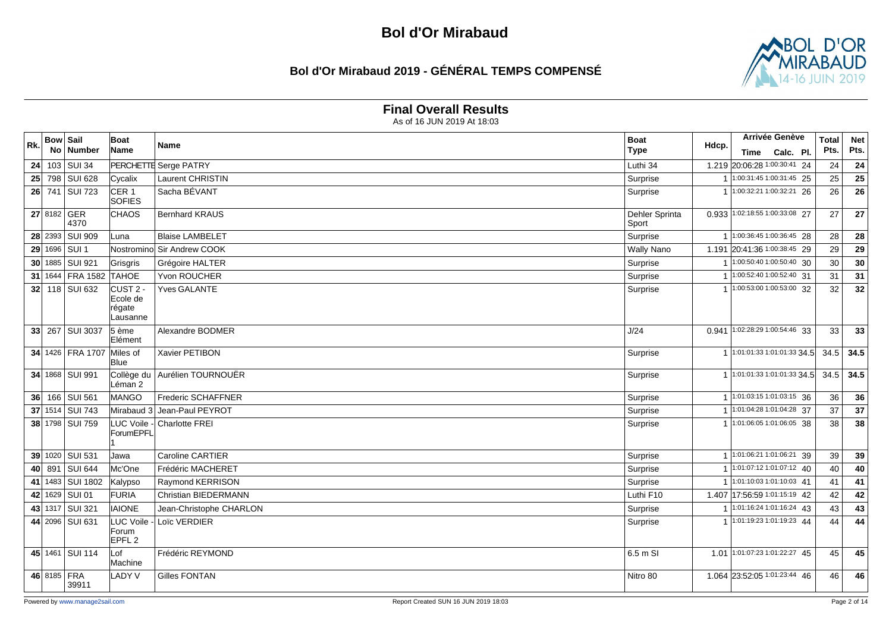# Bol d'Or Mirabaud

## Bol d'Or Mirabaud 2019 - GÉNÉRAL TEMPS COMPENSÉ

### Final Overall Results

As of 16 JUN 2019 At 18:03

| Rk. | Bow No | Sail Number | Boat Name | Name | Boat Type | Hdcp. | Arrivée Genève Time | Calc. | Pl. | Total Pts. | Net Pts. |
|---|---|---|---|---|---|---|---|---|---|---|---|
| 24 | 103 | SUI 34 | PERCHETTE | Serge PATRY | Luthi 34 | 1.219 | 20:06:28 | 1:00:30:41 | 24 | 24 | 24 |
| 25 | 798 | SUI 628 | Cycalix | Laurent CHRISTIN | Surprise | 1 | 1:00:31:45 | 1:00:31:45 | 25 | 25 | 25 |
| 26 | 741 | SUI 723 | CER 1 SOFIES | Sacha BÉVANT | Surprise | 1 | 1:00:32:21 | 1:00:32:21 | 26 | 26 | 26 |
| 27 | 8182 | GER 4370 | CHAOS | Bernhard KRAUS | Dehler Sprinta Sport | 0.933 | 1:02:18:55 | 1:00:33:08 | 27 | 27 | 27 |
| 28 | 2393 | SUI 909 | Luna | Blaise LAMBELET | Surprise | 1 | 1:00:36:45 | 1:00:36:45 | 28 | 28 | 28 |
| 29 | 1696 | SUI 1 | Nostromino | Sir Andrew COOK | Wally Nano | 1.191 | 20:41:36 | 1:00:38:45 | 29 | 29 | 29 |
| 30 | 1885 | SUI 921 | Grisgris | Grégoire HALTER | Surprise | 1 | 1:00:50:40 | 1:00:50:40 | 30 | 30 | 30 |
| 31 | 1644 | FRA 1582 | TAHOE | Yvon ROUCHER | Surprise | 1 | 1:00:52:40 | 1:00:52:40 | 31 | 31 | 31 |
| 32 | 118 | SUI 632 | CUST 2 - Ecole de régate Lausanne | Yves GALANTE | Surprise | 1 | 1:00:53:00 | 1:00:53:00 | 32 | 32 | 32 |
| 33 | 267 | SUI 3037 | 5 ème Elément | Alexandre BODMER | J/24 | 0.941 | 1:02:28:29 | 1:00:54:46 | 33 | 33 | 33 |
| 34 | 1426 | FRA 1707 | Miles of Blue | Xavier PETIBON | Surprise | 1 | 1:01:01:33 | 1:01:01:33 | 34.5 | 34.5 | 34.5 |
| 34 | 1868 | SUI 991 | Collège du Léman 2 | Aurélien TOURNOUËR | Surprise | 1 | 1:01:01:33 | 1:01:01:33 | 34.5 | 34.5 | 34.5 |
| 36 | 166 | SUI 561 | MANGO | Frederic SCHAFFNER | Surprise | 1 | 1:01:03:15 | 1:01:03:15 | 36 | 36 | 36 |
| 37 | 1514 | SUI 743 | Mirabaud 3 | Jean-Paul PEYROT | Surprise | 1 | 1:01:04:28 | 1:01:04:28 | 37 | 37 | 37 |
| 38 | 1798 | SUI 759 | LUC Voile - ForumEPFL 1 | Charlotte FREI | Surprise | 1 | 1:01:06:05 | 1:01:06:05 | 38 | 38 | 38 |
| 39 | 1020 | SUI 531 | Jawa | Caroline CARTIER | Surprise | 1 | 1:01:06:21 | 1:01:06:21 | 39 | 39 | 39 |
| 40 | 891 | SUI 644 | Mc'One | Frédéric MACHERET | Surprise | 1 | 1:01:07:12 | 1:01:07:12 | 40 | 40 | 40 |
| 41 | 1483 | SUI 1802 | Kalypso | Raymond KERRISON | Surprise | 1 | 1:01:10:03 | 1:01:10:03 | 41 | 41 | 41 |
| 42 | 1629 | SUI 01 | FURIA | Christian BIEDERMANN | Luthi F10 | 1.407 | 17:56:59 | 1:01:15:19 | 42 | 42 | 42 |
| 43 | 1317 | SUI 321 | IAIONE | Jean-Christophe CHARLON | Surprise | 1 | 1:01:16:24 | 1:01:16:24 | 43 | 43 | 43 |
| 44 | 2096 | SUI 631 | LUC Voile - Forum EPFL 2 | Loïc VERDIER | Surprise | 1 | 1:01:19:23 | 1:01:19:23 | 44 | 44 | 44 |
| 45 | 1461 | SUI 114 | Lof Machine | Frédéric REYMOND | 6.5 m SI | 1.01 | 1:01:07:23 | 1:01:22:27 | 45 | 45 | 45 |
| 46 | 8185 | FRA 39911 | LADY V | Gilles FONTAN | Nitro 80 | 1.064 | 23:52:05 | 1:01:23:44 | 46 | 46 | 46 |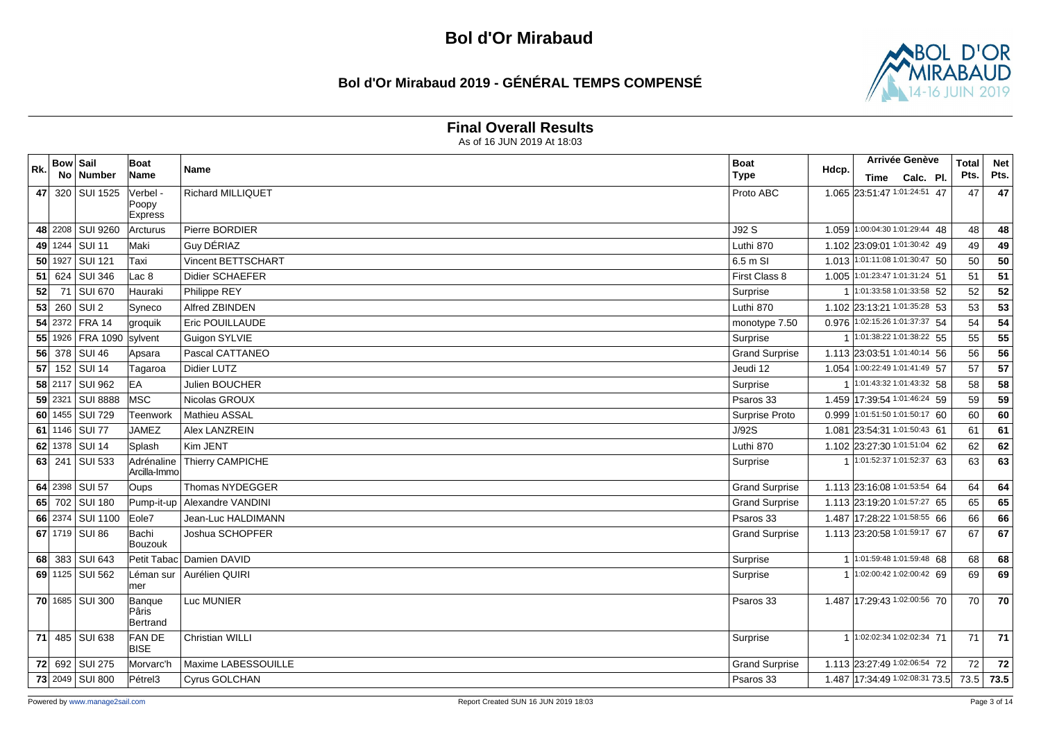# Bol d'Or Mirabaud

## Bol d'Or Mirabaud 2019 - GÉNÉRAL TEMPS COMPENSÉ

### Final Overall Results

As of 16 JUN 2019 At 18:03

| Rk. | Bow No | Sail Number | Boat Name | Name | Boat Type | Hdcp. | Arrivée Genève Time | Calc. | Pl. | Total Pts. | Net Pts. |
|---|---|---|---|---|---|---|---|---|---|---|---|
| 47 | 320 | SUI 1525 | Verbel - Poopy Express | Richard MILLIQUET | Proto ABC | 1.065 | 23:51:47 | 1:01:24:51 | 47 | 47 | 47 |
| 48 | 2208 | SUI 9260 | Arcturus | Pierre BORDIER | J92 S | 1.059 | 1:00:04:30 | 1:01:29:44 | 48 | 48 | 48 |
| 49 | 1244 | SUI 11 | Maki | Guy DÉRIAZ | Luthi 870 | 1.102 | 23:09:01 | 1:01:30:42 | 49 | 49 | 49 |
| 50 | 1927 | SUI 121 | Taxi | Vincent BETTSCHART | 6.5 m SI | 1.013 | 1:01:11:08 | 1:01:30:47 | 50 | 50 | 50 |
| 51 | 624 | SUI 346 | Lac 8 | Didier SCHAEFER | First Class 8 | 1.005 | 1:01:23:47 | 1:01:31:24 | 51 | 51 | 51 |
| 52 | 71 | SUI 670 | Hauraki | Philippe REY | Surprise | 1 | 1:01:33:58 | 1:01:33:58 | 52 | 52 | 52 |
| 53 | 260 | SUI 2 | Syneco | Alfred ZBINDEN | Luthi 870 | 1.102 | 23:13:21 | 1:01:35:28 | 53 | 53 | 53 |
| 54 | 2372 | FRA 14 | groquik | Eric POUILLAUDE | monotype 7.50 | 0.976 | 1:02:15:26 | 1:01:37:37 | 54 | 54 | 54 |
| 55 | 1926 | FRA 1090 | sylvent | Guigon SYLVIE | Surprise | 1 | 1:01:38:22 | 1:01:38:22 | 55 | 55 | 55 |
| 56 | 378 | SUI 46 | Apsara | Pascal CATTANEO | Grand Surprise | 1.113 | 23:03:51 | 1:01:40:14 | 56 | 56 | 56 |
| 57 | 152 | SUI 14 | Tagaroa | Didier LUTZ | Jeudi 12 | 1.054 | 1:00:22:49 | 1:01:41:49 | 57 | 57 | 57 |
| 58 | 2117 | SUI 962 | EA | Julien BOUCHER | Surprise | 1 | 1:01:43:32 | 1:01:43:32 | 58 | 58 | 58 |
| 59 | 2321 | SUI 8888 | MSC | Nicolas GROUX | Psaros 33 | 1.459 | 17:39:54 | 1:01:46:24 | 59 | 59 | 59 |
| 60 | 1455 | SUI 729 | Teenwork | Mathieu ASSAL | Surprise Proto | 0.999 | 1:01:51:50 | 1:01:50:17 | 60 | 60 | 60 |
| 61 | 1146 | SUI 77 | JAMEZ | Alex LANZREIN | J/92S | 1.081 | 23:54:31 | 1:01:50:43 | 61 | 61 | 61 |
| 62 | 1378 | SUI 14 | Splash | Kim JENT | Luthi 870 | 1.102 | 23:27:30 | 1:01:51:04 | 62 | 62 | 62 |
| 63 | 241 | SUI 533 | Adrénaline Arcilla-Immo | Thierry CAMPICHE | Surprise | 1 | 1:01:52:37 | 1:01:52:37 | 63 | 63 | 63 |
| 64 | 2398 | SUI 57 | Oups | Thomas NYDEGGER | Grand Surprise | 1.113 | 23:16:08 | 1:01:53:54 | 64 | 64 | 64 |
| 65 | 702 | SUI 180 | Pump-it-up | Alexandre VANDINI | Grand Surprise | 1.113 | 23:19:20 | 1:01:57:27 | 65 | 65 | 65 |
| 66 | 2374 | SUI 1100 | Eole7 | Jean-Luc HALDIMANN | Psaros 33 | 1.487 | 17:28:22 | 1:01:58:55 | 66 | 66 | 66 |
| 67 | 1719 | SUI 86 | Bachi Bouzouk | Joshua SCHOPFER | Grand Surprise | 1.113 | 23:20:58 | 1:01:59:17 | 67 | 67 | 67 |
| 68 | 383 | SUI 643 | Petit Tabac | Damien DAVID | Surprise | 1 | 1:01:59:48 | 1:01:59:48 | 68 | 68 | 68 |
| 69 | 1125 | SUI 562 | Léman sur mer | Aurélien QUIRI | Surprise | 1 | 1:02:00:42 | 1:02:00:42 | 69 | 69 | 69 |
| 70 | 1685 | SUI 300 | Banque Pâris Bertrand | Luc MUNIER | Psaros 33 | 1.487 | 17:29:43 | 1:02:00:56 | 70 | 70 | 70 |
| 71 | 485 | SUI 638 | FAN DE BISE | Christian WILLI | Surprise | 1 | 1:02:02:34 | 1:02:02:34 | 71 | 71 | 71 |
| 72 | 692 | SUI 275 | Morvarc'h | Maxime LABESSOUILLE | Grand Surprise | 1.113 | 23:27:49 | 1:02:06:54 | 72 | 72 | 72 |
| 73 | 2049 | SUI 800 | Pétrel3 | Cyrus GOLCHAN | Psaros 33 | 1.487 | 17:34:49 | 1:02:08:31 | 73.5 | 73.5 | 73.5 |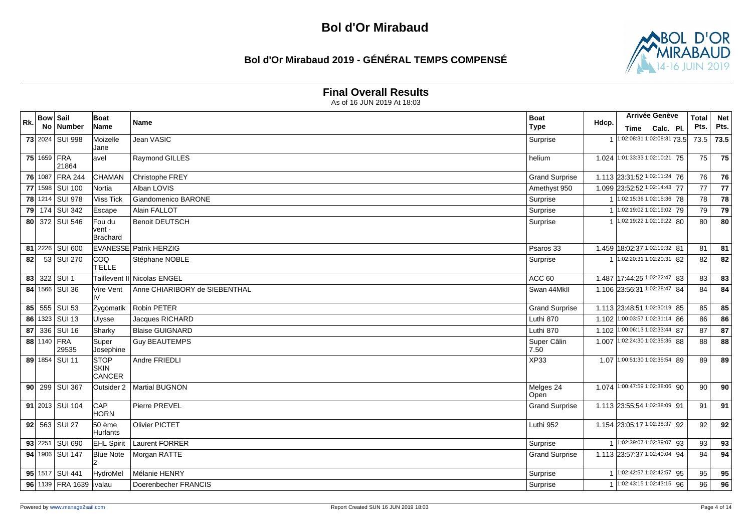# Bol d'Or Mirabaud

## Bol d'Or Mirabaud 2019 - GÉNÉRAL TEMPS COMPENSÉ

### Final Overall Results

As of 16 JUN 2019 At 18:03

| Rk. | Bow No | Sail Number | Boat Name | Name | Boat Type | Hdcp. | Arrivée Genève Time | Calc. | Pl. | Total Pts. | Net Pts. |
|---|---|---|---|---|---|---|---|---|---|---|---|
| 73 | 2024 | SUI 998 | Moizelle Jane | Jean VASIC | Surprise | 1 | 1:02:08:31 | 1:02:08:31 | 73.5 | 73.5 | 73.5 |
| 75 | 1659 | FRA 21864 | avel | Raymond GILLES | helium | 1.024 | 1:01:33:33 | 1:02:10:21 | 75 | 75 | 75 |
| 76 | 1087 | FRA 244 | CHAMAN | Christophe FREY | Grand Surprise | 1.113 | 23:31:52 | 1:02:11:24 | 76 | 76 | 76 |
| 77 | 1598 | SUI 100 | Nortia | Alban LOVIS | Amethyst 950 | 1.099 | 23:52:52 | 1:02:14:43 | 77 | 77 | 77 |
| 78 | 1214 | SUI 978 | Miss Tick | Giandomenico BARONE | Surprise | 1 | 1:02:15:36 | 1:02:15:36 | 78 | 78 | 78 |
| 79 | 174 | SUI 342 | Escape | Alain FALLOT | Surprise | 1 | 1:02:19:02 | 1:02:19:02 | 79 | 79 | 79 |
| 80 | 372 | SUI 546 | Fou du vent - Brachard | Benoit DEUTSCH | Surprise | 1 | 1:02:19:22 | 1:02:19:22 | 80 | 80 | 80 |
| 81 | 2226 | SUI 600 | EVANESSE | Patrik HERZIG | Psaros 33 | 1.459 | 18:02:37 | 1:02:19:32 | 81 | 81 | 81 |
| 82 | 53 | SUI 270 | COQ T'ELLE | Stéphane NOBLE | Surprise | 1 | 1:02:20:31 | 1:02:20:31 | 82 | 82 | 82 |
| 83 | 322 | SUI 1 | Taillevent II | Nicolas ENGEL | ACC 60 | 1.487 | 17:44:25 | 1:02:22:47 | 83 | 83 | 83 |
| 84 | 1566 | SUI 36 | Vire Vent IV | Anne CHIARIBORY de SIEBENTHAL | Swan 44MkII | 1.106 | 23:56:31 | 1:02:28:47 | 84 | 84 | 84 |
| 85 | 555 | SUI 53 | Zygomatik | Robin PETER | Grand Surprise | 1.113 | 23:48:51 | 1:02:30:19 | 85 | 85 | 85 |
| 86 | 1323 | SUI 13 | Ulysse | Jacques RICHARD | Luthi 870 | 1.102 | 1:00:03:57 | 1:02:31:14 | 86 | 86 | 86 |
| 87 | 336 | SUI 16 | Sharky | Blaise GUIGNARD | Luthi 870 | 1.102 | 1:00:06:13 | 1:02:33:44 | 87 | 87 | 87 |
| 88 | 1140 | FRA 29535 | Super Josephine | Guy BEAUTEMPS | Super Câlin 7.50 | 1.007 | 1:02:24:30 | 1:02:35:35 | 88 | 88 | 88 |
| 89 | 1854 | SUI 11 | STOP SKIN CANCER | Andre FRIEDLI | XP33 | 1.07 | 1:00:51:30 | 1:02:35:54 | 89 | 89 | 89 |
| 90 | 299 | SUI 367 | Outsider 2 | Martial BUGNON | Melges 24 Open | 1.074 | 1:00:47:59 | 1:02:38:06 | 90 | 90 | 90 |
| 91 | 2013 | SUI 104 | CAP HORN | Pierre PREVEL | Grand Surprise | 1.113 | 23:55:54 | 1:02:38:09 | 91 | 91 | 91 |
| 92 | 563 | SUI 27 | 50 ème Hurlants | Olivier PICTET | Luthi 952 | 1.154 | 23:05:17 | 1:02:38:37 | 92 | 92 | 92 |
| 93 | 2251 | SUI 690 | EHL Spirit | Laurent FORRER | Surprise | 1 | 1:02:39:07 | 1:02:39:07 | 93 | 93 | 93 |
| 94 | 1906 | SUI 147 | Blue Note 2 | Morgan RATTE | Grand Surprise | 1.113 | 23:57:37 | 1:02:40:04 | 94 | 94 | 94 |
| 95 | 1517 | SUI 441 | HydroMel | Mélanie HENRY | Surprise | 1 | 1:02:42:57 | 1:02:42:57 | 95 | 95 | 95 |
| 96 | 1139 | FRA 1639 | ivalau | Doerenbecher FRANCIS | Surprise | 1 | 1:02:43:15 | 1:02:43:15 | 96 | 96 | 96 |

Powered by www.manage2sail.com

Report Created SUN 16 JUN 2019 18:03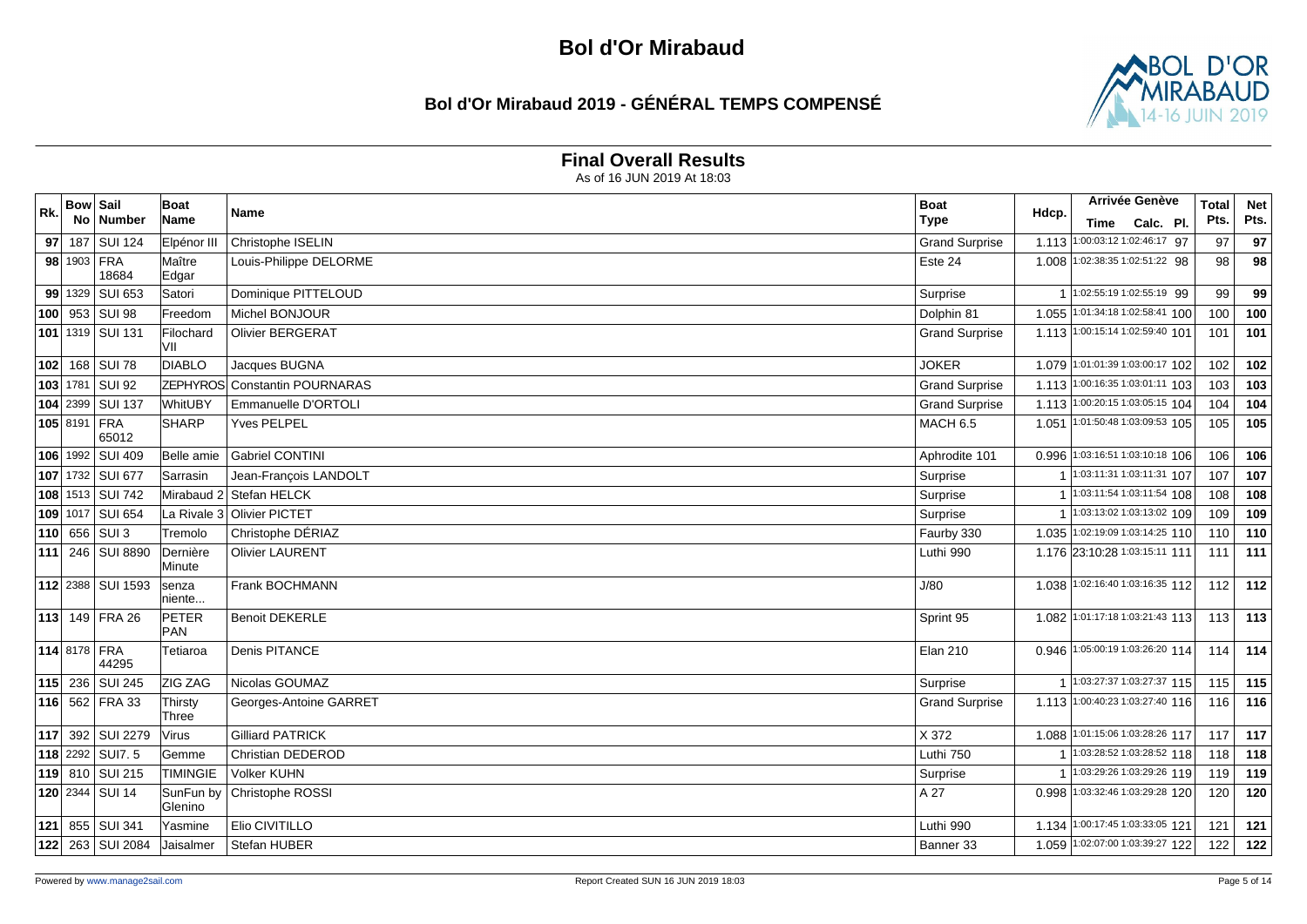# Bol d'Or Mirabaud

## Bol d'Or Mirabaud 2019 - GÉNÉRAL TEMPS COMPENSÉ

### Final Overall Results

As of 16 JUN 2019 At 18:03

| Rk. | Bow No | Sail Number | Boat Name | Name | Boat Type | Hdcp. | Arrivée Genève Time | Calc. | Pl. | Total Pts. | Net Pts. |
|---|---|---|---|---|---|---|---|---|---|---|---|
| 97 | 187 | SUI 124 | Elpénor III | Christophe ISELIN | Grand Surprise | 1.113 | 1:00:03:12 | 1:02:46:17 | 97 | 97 | 97 |
| 98 | 1903 | FRA 18684 | Maître Edgar | Louis-Philippe DELORME | Este 24 | 1.008 | 1:02:38:35 | 1:02:51:22 | 98 | 98 | 98 |
| 99 | 1329 | SUI 653 | Satori | Dominique PITTELOUD | Surprise | 1 | 1:02:55:19 | 1:02:55:19 | 99 | 99 | 99 |
| 100 | 953 | SUI 98 | Freedom | Michel BONJOUR | Dolphin 81 | 1.055 | 1:01:34:18 | 1:02:58:41 | 100 | 100 | 100 |
| 101 | 1319 | SUI 131 | Filochard VII | Olivier BERGERAT | Grand Surprise | 1.113 | 1:00:15:14 | 1:02:59:40 | 101 | 101 | 101 |
| 102 | 168 | SUI 78 | DIABLO | Jacques BUGNA | JOKER | 1.079 | 1:01:01:39 | 1:03:00:17 | 102 | 102 | 102 |
| 103 | 1781 | SUI 92 | ZEPHYROS | Constantin POURNARAS | Grand Surprise | 1.113 | 1:00:16:35 | 1:03:01:11 | 103 | 103 | 103 |
| 104 | 2399 | SUI 137 | WhitUBY | Emmanuelle D'ORTOLI | Grand Surprise | 1.113 | 1:00:20:15 | 1:03:05:15 | 104 | 104 | 104 |
| 105 | 8191 | FRA 65012 | SHARP | Yves PELPEL | MACH 6.5 | 1.051 | 1:01:50:48 | 1:03:09:53 | 105 | 105 | 105 |
| 106 | 1992 | SUI 409 | Belle amie | Gabriel CONTINI | Aphrodite 101 | 0.996 | 1:03:16:51 | 1:03:10:18 | 106 | 106 | 106 |
| 107 | 1732 | SUI 677 | Sarrasin | Jean-François LANDOLT | Surprise | 1 | 1:03:11:31 | 1:03:11:31 | 107 | 107 | 107 |
| 108 | 1513 | SUI 742 | Mirabaud 2 | Stefan HELCK | Surprise | 1 | 1:03:11:54 | 1:03:11:54 | 108 | 108 | 108 |
| 109 | 1017 | SUI 654 | La Rivale 3 | Olivier PICTET | Surprise | 1 | 1:03:13:02 | 1:03:13:02 | 109 | 109 | 109 |
| 110 | 656 | SUI 3 | Tremolo | Christophe DÉRIAZ | Faurby 330 | 1.035 | 1:02:19:09 | 1:03:14:25 | 110 | 110 | 110 |
| 111 | 246 | SUI 8890 | Dernière Minute | Olivier LAURENT | Luthi 990 | 1.176 | 23:10:28 | 1:03:15:11 | 111 | 111 | 111 |
| 112 | 2388 | SUI 1593 | senza niente... | Frank BOCHMANN | J/80 | 1.038 | 1:02:16:40 | 1:03:16:35 | 112 | 112 | 112 |
| 113 | 149 | FRA 26 | PETER PAN | Benoit DEKERLE | Sprint 95 | 1.082 | 1:01:17:18 | 1:03:21:43 | 113 | 113 | 113 |
| 114 | 8178 | FRA 44295 | Tetiaroa | Denis PITANCE | Elan 210 | 0.946 | 1:05:00:19 | 1:03:26:20 | 114 | 114 | 114 |
| 115 | 236 | SUI 245 | ZIG ZAG | Nicolas GOUMAZ | Surprise | 1 | 1:03:27:37 | 1:03:27:37 | 115 | 115 | 115 |
| 116 | 562 | FRA 33 | Thirsty Three | Georges-Antoine GARRET | Grand Surprise | 1.113 | 1:00:40:23 | 1:03:27:40 | 116 | 116 | 116 |
| 117 | 392 | SUI 2279 | Virus | Gilliard PATRICK | X 372 | 1.088 | 1:01:15:06 | 1:03:28:26 | 117 | 117 | 117 |
| 118 | 2292 | SUI7. 5 | Gemme | Christian DEDEROD | Luthi 750 | 1 | 1:03:28:52 | 1:03:28:52 | 118 | 118 | 118 |
| 119 | 810 | SUI 215 | TIMINGIE | Volker KUHN | Surprise | 1 | 1:03:29:26 | 1:03:29:26 | 119 | 119 | 119 |
| 120 | 2344 | SUI 14 | SunFun by Glenino | Christophe ROSSI | A 27 | 0.998 | 1:03:32:46 | 1:03:29:28 | 120 | 120 | 120 |
| 121 | 855 | SUI 341 | Yasmine | Elio CIVITILLO | Luthi 990 | 1.134 | 1:00:17:45 | 1:03:33:05 | 121 | 121 | 121 |
| 122 | 263 | SUI 2084 | Jaisalmer | Stefan HUBER | Banner 33 | 1.059 | 1:02:07:00 | 1:03:39:27 | 122 | 122 | 122 |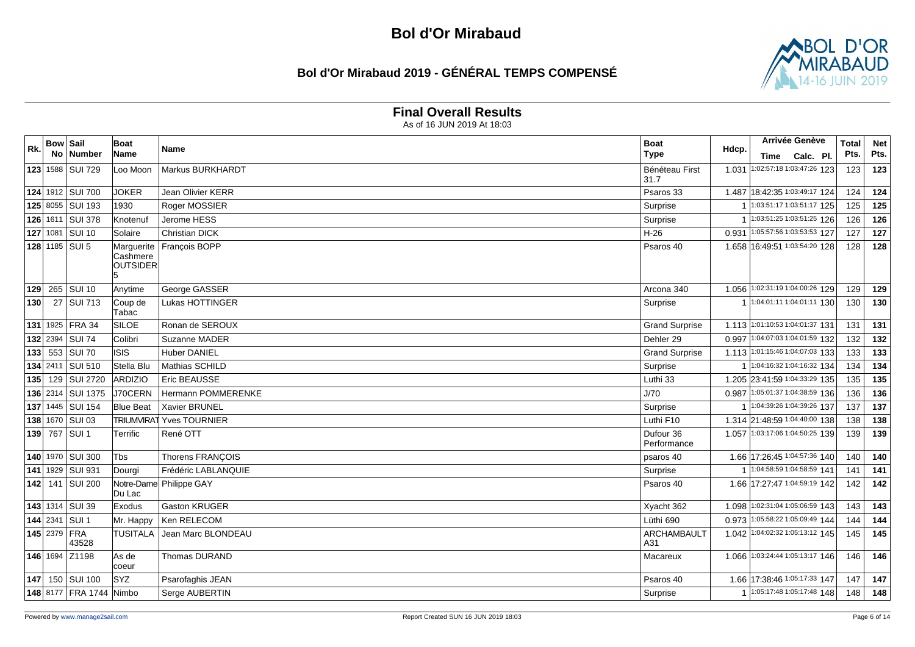# Bol d'Or Mirabaud

## Bol d'Or Mirabaud 2019 - GÉNÉRAL TEMPS COMPENSÉ

### Final Overall Results

As of 16 JUN 2019 At 18:03

| Rk. | Bow No | Sail Number | Boat Name | Name | Boat Type | Hdcp. | Arrivée Genève Time | Calc. | Pl. | Total Pts. | Net Pts. |
|---|---|---|---|---|---|---|---|---|---|---|---|
| **123** | 1588 | SUI 729 | Loo Moon | Markus BURKHARDT | Bénéteau First 31.7 | 1.031 | 1:02:57:18 | 1:03:47:26 | 123 | 123 | **123** |
| **124** | 1912 | SUI 700 | JOKER | Jean Olivier KERR | Psaros 33 | 1.487 | 18:42:35 | 1:03:49:17 | 124 | 124 | **124** |
| **125** | 8055 | SUI 193 | 1930 | Roger MOSSIER | Surprise | 1 | 1:03:51:17 | 1:03:51:17 | 125 | 125 | **125** |
| **126** | 1611 | SUI 378 | Knotenuf | Jerome HESS | Surprise | 1 | 1:03:51:25 | 1:03:51:25 | 126 | 126 | **126** |
| **127** | 1081 | SUI 10 | Solaire | Christian DICK | H-26 | 0.931 | 1:05:57:56 | 1:03:53:53 | 127 | 127 | **127** |
| **128** | 1185 | SUI 5 | Marguerite Cashmere OUTSIDER 5 | François BOPP | Psaros 40 | 1.658 | 16:49:51 | 1:03:54:20 | 128 | 128 | **128** |
| **129** | 265 | SUI 10 | Anytime | George GASSER | Arcona 340 | 1.056 | 1:02:31:19 | 1:04:00:26 | 129 | 129 | **129** |
| **130** | 27 | SUI 713 | Coup de Tabac | Lukas HOTTINGER | Surprise | 1 | 1:04:01:11 | 1:04:01:11 | 130 | 130 | **130** |
| **131** | 1925 | FRA 34 | SILOE | Ronan de SEROUX | Grand Surprise | 1.113 | 1:01:10:53 | 1:04:01:37 | 131 | 131 | **131** |
| **132** | 2394 | SUI 74 | Colibri | Suzanne MADER | Dehler 29 | 0.997 | 1:04:07:03 | 1:04:01:59 | 132 | 132 | **132** |
| **133** | 553 | SUI 70 | ISIS | Huber DANIEL | Grand Surprise | 1.113 | 1:01:15:46 | 1:04:07:03 | 133 | 133 | **133** |
| **134** | 2411 | SUI 510 | Stella Blu | Mathias SCHILD | Surprise | 1 | 1:04:16:32 | 1:04:16:32 | 134 | 134 | **134** |
| **135** | 129 | SUI 2720 | ARDIZIO | Eric BEAUSSE | Luthi 33 | 1.205 | 23:41:59 | 1:04:33:29 | 135 | 135 | **135** |
| **136** | 2314 | SUI 1375 | J70CERN | Hermann POMMERENKE | J/70 | 0.987 | 1:05:01:37 | 1:04:38:59 | 136 | 136 | **136** |
| **137** | 1445 | SUI 154 | Blue Beat | Xavier BRUNEL | Surprise | 1 | 1:04:39:26 | 1:04:39:26 | 137 | 137 | **137** |
| **138** | 1670 | SUI 03 | TRIUMVIRAT | Yves TOURNIER | Luthi F10 | 1.314 | 21:48:59 | 1:04:40:00 | 138 | 138 | **138** |
| **139** | 767 | SUI 1 | Terrific | René OTT | Dufour 36 Performance | 1.057 | 1:03:17:06 | 1:04:50:25 | 139 | 139 | **139** |
| **140** | 1970 | SUI 300 | Tbs | Thorens FRANÇOIS | psaros 40 | 1.66 | 17:26:45 | 1:04:57:36 | 140 | 140 | **140** |
| **141** | 1929 | SUI 931 | Dourgi | Frédéric LABLANQUIE | Surprise | 1 | 1:04:58:59 | 1:04:58:59 | 141 | 141 | **141** |
| **142** | 141 | SUI 200 | Notre-Dame Du Lac | Philippe GAY | Psaros 40 | 1.66 | 17:27:47 | 1:04:59:19 | 142 | 142 | **142** |
| **143** | 1314 | SUI 39 | Exodus | Gaston KRUGER | Xyacht 362 | 1.098 | 1:02:31:04 | 1:05:06:59 | 143 | 143 | **143** |
| **144** | 2341 | SUI 1 | Mr. Happy | Ken RELECOM | Lüthi 690 | 0.973 | 1:05:58:22 | 1:05:09:49 | 144 | 144 | **144** |
| **145** | 2379 | FRA 43528 | TUSITALA | Jean Marc BLONDEAU | ARCHAMBAULT A31 | 1.042 | 1:04:02:32 | 1:05:13:12 | 145 | 145 | **145** |
| **146** | 1694 | Z1198 | As de coeur | Thomas DURAND | Macareux | 1.066 | 1:03:24:44 | 1:05:13:17 | 146 | 146 | **146** |
| **147** | 150 | SUI 100 | SYZ | Psarofaghis JEAN | Psaros 40 | 1.66 | 17:38:46 | 1:05:17:33 | 147 | 147 | **147** |
| **148** | 8177 | FRA 1744 | Nimbo | Serge AUBERTIN | Surprise | 1 | 1:05:17:48 | 1:05:17:48 | 148 | 148 | **148** |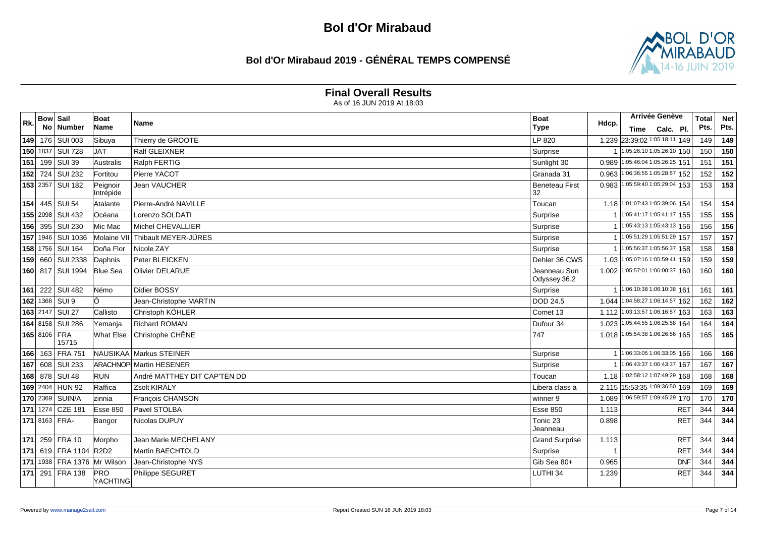# Bol d'Or Mirabaud

## Bol d'Or Mirabaud 2019 - GÉNÉRAL TEMPS COMPENSÉ

### Final Overall Results

As of 16 JUN 2019 At 18:03

| Rk. | Bow No | Sail Number | Boat Name | Name | Boat Type | Hdcp. | Arrivée Genève Time | Calc. | Pl. | Total Pts. | Net Pts. |
|---|---|---|---|---|---|---|---|---|---|---|---|
| 149 | 176 | SUI 003 | Sibuya | Thierry de GROOTE | LP 820 | 1.239 | 23:39:02 | 1:05:18:11 | 149 | 149 | 149 |
| 150 | 1837 | SUI 728 | JAT | Ralf GLEIXNER | Surprise | 1 | 1:05:26:10 | 1:05:26:10 | 150 | 150 | 150 |
| 151 | 199 | SUI 39 | Australis | Ralph FERTIG | Sunlight 30 | 0.989 | 1:05:46:04 | 1:05:26:25 | 151 | 151 | 151 |
| 152 | 724 | SUI 232 | Fortitou | Pierre YACOT | Granada 31 | 0.963 | 1:06:36:55 | 1:05:28:57 | 152 | 152 | 152 |
| 153 | 2357 | SUI 182 | Peignoir Intrépide | Jean VAUCHER | Beneteau First 32 | 0.983 | 1:05:59:40 | 1:05:29:04 | 153 | 153 | 153 |
| 154 | 445 | SUI 54 | Atalante | Pierre-André NAVILLE | Toucan | 1.18 | 1:01:07:43 | 1:05:39:06 | 154 | 154 | 154 |
| 155 | 2098 | SUI 432 | Océana | Lorenzo SOLDATI | Surprise | 1 | 1:05:41:17 | 1:05:41:17 | 155 | 155 | 155 |
| 156 | 395 | SUI 230 | Mic Mac | Michel CHEVALLIER | Surprise | 1 | 1:05:43:13 | 1:05:43:13 | 156 | 156 | 156 |
| 157 | 1946 | SUI 1036 | Molaine VII | Thibault MEYER-JÜRES | Surprise | 1 | 1:05:51:29 | 1:05:51:29 | 157 | 157 | 157 |
| 158 | 1756 | SUI 164 | Doña Flor | Nicole ZAY | Surprise | 1 | 1:05:56:37 | 1:05:56:37 | 158 | 158 | 158 |
| 159 | 660 | SUI 2338 | Daphnis | Peter BLEICKEN | Dehler 36 CWS | 1.03 | 1:05:07:16 | 1:05:59:41 | 159 | 159 | 159 |
| 160 | 817 | SUI 1994 | Blue Sea | Olivier DELARUE | Jeanneau Sun Odyssey 36.2 | 1.002 | 1:05:57:01 | 1:06:00:37 | 160 | 160 | 160 |
| 161 | 222 | SUI 482 | Némo | Didier BOSSY | Surprise | 1 | 1:06:10:38 | 1:06:10:38 | 161 | 161 | 161 |
| 162 | 1366 | SUI 9 | Ô | Jean-Christophe MARTIN | DOD 24.5 | 1.044 | 1:04:58:27 | 1:06:14:57 | 162 | 162 | 162 |
| 163 | 2147 | SUI 27 | Callisto | Christoph KÖHLER | Comet 13 | 1.112 | 1:03:13:57 | 1:06:16:57 | 163 | 163 | 163 |
| 164 | 8158 | SUI 286 | Yemanja | Richard ROMAN | Dufour 34 | 1.023 | 1:05:44:55 | 1:06:25:58 | 164 | 164 | 164 |
| 165 | 8106 | FRA 15715 | What Else | Christophe CHÊNE | 747 | 1.018 | 1:05:54:38 | 1:06:26:56 | 165 | 165 | 165 |
| 166 | 163 | FRA 751 | NAUSIKAA | Markus STEINER | Surprise | 1 | 1:06:33:05 | 1:06:33:05 | 166 | 166 | 166 |
| 167 | 608 | SUI 233 | ARACHNOPI | Martin HESENER | Surprise | 1 | 1:06:43:37 | 1:06:43:37 | 167 | 167 | 167 |
| 168 | 878 | SUI 48 | RUN | André MATTHEY DIT CAP'TEN DD | Toucan | 1.18 | 1:02:58:12 | 1:07:49:29 | 168 | 168 | 168 |
| 169 | 2404 | HUN 92 | Raffica | Zsolt KIRÁLY | Libera class a | 2.115 | 15:53:35 | 1:09:36:50 | 169 | 169 | 169 |
| 170 | 2369 | SUIN/A | zinnia | François CHANSON | winner 9 | 1.089 | 1:06:59:57 | 1:09:45:29 | 170 | 170 | 170 |
| 171 | 1274 | CZE 181 | Esse 850 | Pavel STOLBA | Esse 850 | 1.113 | | | RET | 344 | 344 |
| 171 | 8163 | FRA- | Bangor | Nicolas DUPUY | Tonic 23 Jeanneau | 0.898 | | | RET | 344 | 344 |
| 171 | 259 | FRA 10 | Morpho | Jean Marie MECHELANY | Grand Surprise | 1.113 | | | RET | 344 | 344 |
| 171 | 619 | FRA 1104 | R2D2 | Martin BAECHTOLD | Surprise | 1 | | | RET | 344 | 344 |
| 171 | 1938 | FRA 1376 | Mr Wilson | Jean-Christophe NYS | Gib Sea 80+ | 0.965 | | | DNF | 344 | 344 |
| 171 | 291 | FRA 138 | PRO YACHTING | Philippe SEGURET | LUTHI 34 | 1.239 | | | RET | 344 | 344 |

Powered by www.manage2sail.com — Report Created SUN 16 JUN 2019 18:03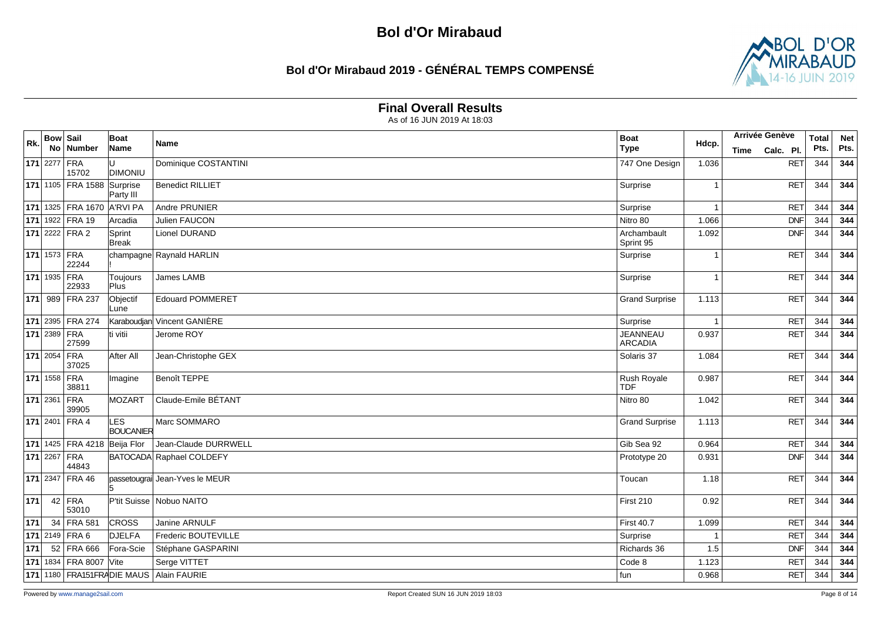# Bol d'Or Mirabaud

## Bol d'Or Mirabaud 2019 - GÉNÉRAL TEMPS COMPENSÉ

### Final Overall Results

As of 16 JUN 2019 At 18:03

| Rk. | Bow No | Sail Number | Boat Name | Name | Boat Type | Hdcp. | Arrivée Genève Time | Calc. | Pl. | Total Pts. | Net Pts. |
|---|---|---|---|---|---|---|---|---|---|---|---|
| 171 | 2277 | FRA 15702 | U DIMONIU | Dominique COSTANTINI | 747 One Design | 1.036 | | | RET | 344 | 344 |
| 171 | 1105 | FRA 1588 | Surprise Party III | Benedict RILLIET | Surprise | 1 | | | RET | 344 | 344 |
| 171 | 1325 | FRA 1670 | A'RVI PA | Andre PRUNIER | Surprise | 1 | | | RET | 344 | 344 |
| 171 | 1922 | FRA 19 | Arcadia | Julien FAUCON | Nitro 80 | 1.066 | | | DNF | 344 | 344 |
| 171 | 2222 | FRA 2 | Sprint Break | Lionel DURAND | Archambault Sprint 95 | 1.092 | | | DNF | 344 | 344 |
| 171 | 1573 | FRA 22244 | champagne ! | Raynald HARLIN | Surprise | 1 | | | RET | 344 | 344 |
| 171 | 1935 | FRA 22933 | Toujours Plus | James LAMB | Surprise | 1 | | | RET | 344 | 344 |
| 171 | 989 | FRA 237 | Objectif Lune | Edouard POMMERET | Grand Surprise | 1.113 | | | RET | 344 | 344 |
| 171 | 2395 | FRA 274 | Karaboudjan | Vincent GANIÈRE | Surprise | 1 | | | RET | 344 | 344 |
| 171 | 2389 | FRA 27599 | ti vitii | Jerome ROY | JEANNEAU ARCADIA | 0.937 | | | RET | 344 | 344 |
| 171 | 2054 | FRA 37025 | After All | Jean-Christophe GEX | Solaris 37 | 1.084 | | | RET | 344 | 344 |
| 171 | 1558 | FRA 38811 | Imagine | Benoît TEPPE | Rush Royale TDF | 0.987 | | | RET | 344 | 344 |
| 171 | 2361 | FRA 39905 | MOZART | Claude-Emile BÉTANT | Nitro 80 | 1.042 | | | RET | 344 | 344 |
| 171 | 2401 | FRA 4 | LES BOUCANIER | Marc SOMMARO | Grand Surprise | 1.113 | | | RET | 344 | 344 |
| 171 | 1425 | FRA 4218 | Beija Flor | Jean-Claude DURRWELL | Gib Sea 92 | 0.964 | | | RET | 344 | 344 |
| 171 | 2267 | FRA 44843 | BATOCADA | Raphael COLDEFY | Prototype 20 | 0.931 | | | DNF | 344 | 344 |
| 171 | 2347 | FRA 46 | passetougrai 5 | Jean-Yves le MEUR | Toucan | 1.18 | | | RET | 344 | 344 |
| 171 | 42 | FRA 53010 | P'tit Suisse | Nobuo NAITO | First 210 | 0.92 | | | RET | 344 | 344 |
| 171 | 34 | FRA 581 | CROSS | Janine ARNULF | First 40.7 | 1.099 | | | RET | 344 | 344 |
| 171 | 2149 | FRA 6 | DJELFA | Frederic BOUTEVILLE | Surprise | 1 | | | RET | 344 | 344 |
| 171 | 52 | FRA 666 | Fora-Scie | Stéphane GASPARINI | Richards 36 | 1.5 | | | DNF | 344 | 344 |
| 171 | 1834 | FRA 8007 | Vite | Serge VITTET | Code 8 | 1.123 | | | RET | 344 | 344 |
| 171 | 1180 | FRA151FRA | DIE MAUS | Alain FAURIE | fun | 0.968 | | | RET | 344 | 344 |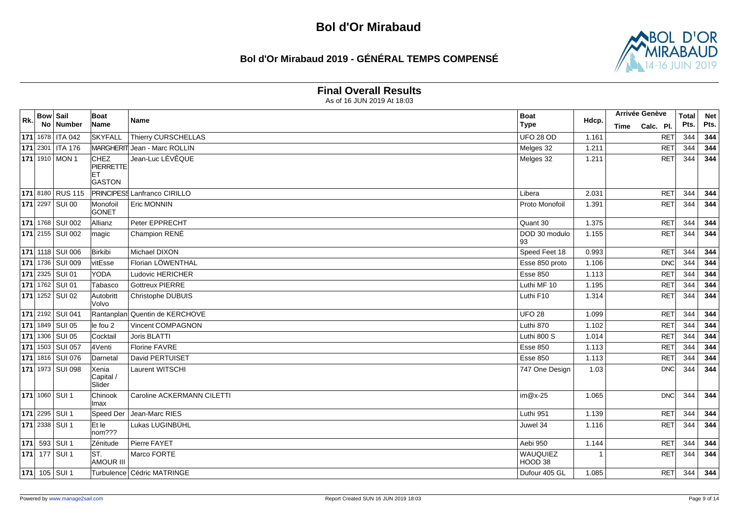# Bol d'Or Mirabaud

## Bol d'Or Mirabaud 2019 - GÉNÉRAL TEMPS COMPENSÉ

### Final Overall Results

As of 16 JUN 2019 At 18:03

| Rk. | Bow No | Sail Number | Boat Name | Name | Boat Type | Hdcp. | Arrivée Genève Time | Calc. | Pl. | Total Pts. | Net Pts. |
|---|---|---|---|---|---|---|---|---|---|---|---|
| 171 | 1678 | ITA 042 | SKYFALL | Thierry CURSCHELLAS | UFO 28 OD | 1.161 | | | RET | 344 | 344 |
| 171 | 2301 | ITA 176 | MARGHERIT | Jean - Marc ROLLIN | Melges 32 | 1.211 | | | RET | 344 | 344 |
| 171 | 1910 | MON 1 | CHEZ PIERRETTE ET GASTON | Jean-Luc LÉVÊQUE | Melges 32 | 1.211 | | | RET | 344 | 344 |
| 171 | 8180 | RUS 115 | PRINCIPESS | Lanfranco CIRILLO | Libera | 2.031 | | | RET | 344 | 344 |
| 171 | 2297 | SUI 00 | Monofoil GONET | Eric MONNIN | Proto Monofoil | 1.391 | | | RET | 344 | 344 |
| 171 | 1768 | SUI 002 | Allianz | Peter EPPRECHT | Quant 30 | 1.375 | | | RET | 344 | 344 |
| 171 | 2155 | SUI 002 | magic | Champion RENÉ | DOD 30 modulo 93 | 1.155 | | | RET | 344 | 344 |
| 171 | 1118 | SUI 006 | Birkibi | Michael DIXON | Speed Feet 18 | 0.993 | | | RET | 344 | 344 |
| 171 | 1736 | SUI 009 | vitEsse | Florian LÖWENTHAL | Esse 850 proto | 1.106 | | | DNC | 344 | 344 |
| 171 | 2325 | SUI 01 | YODA | Ludovic HERICHER | Esse 850 | 1.113 | | | RET | 344 | 344 |
| 171 | 1762 | SUI 01 | Tabasco | Gottreux PIERRE | Luthi MF 10 | 1.195 | | | RET | 344 | 344 |
| 171 | 1252 | SUI 02 | Autobritt Volvo | Christophe DUBUIS | Luthi F10 | 1.314 | | | RET | 344 | 344 |
| 171 | 2192 | SUI 041 | Rantanplan | Quentin de KERCHOVE | UFO 28 | 1.099 | | | RET | 344 | 344 |
| 171 | 1849 | SUI 05 | le fou 2 | Vincent COMPAGNON | Luthi 870 | 1.102 | | | RET | 344 | 344 |
| 171 | 1306 | SUI 05 | Cocktail | Joris BLATTI | Luthi 800 S | 1.014 | | | RET | 344 | 344 |
| 171 | 1503 | SUI 057 | 4Venti | Florine FAVRE | Esse 850 | 1.113 | | | RET | 344 | 344 |
| 171 | 1816 | SUI 076 | Darnetal | David PERTUISET | Esse 850 | 1.113 | | | RET | 344 | 344 |
| 171 | 1973 | SUI 098 | Xenia Capital / Slider | Laurent WITSCHI | 747 One Design | 1.03 | | | DNC | 344 | 344 |
| 171 | 1060 | SUI 1 | Chinook lmax | Caroline ACKERMANN CILETTI | im@x-25 | 1.065 | | | DNC | 344 | 344 |
| 171 | 2295 | SUI 1 | Speed Der | Jean-Marc RIES | Luthi 951 | 1.139 | | | RET | 344 | 344 |
| 171 | 2338 | SUI 1 | Et le nom??? | Lukas LUGINBÜHL | Juwel 34 | 1.116 | | | RET | 344 | 344 |
| 171 | 593 | SUI 1 | Zénitude | Pierre FAYET | Aebi 950 | 1.144 | | | RET | 344 | 344 |
| 171 | 177 | SUI 1 | ST. AMOUR III | Marco FORTE | WAUQUIEZ HOOD 38 | 1 | | | RET | 344 | 344 |
| 171 | 105 | SUI 1 | Turbulence | Cédric MATRINGE | Dufour 405 GL | 1.085 | | | RET | 344 | 344 |

Powered by www.manage2sail.com — Report Created SUN 16 JUN 2019 18:03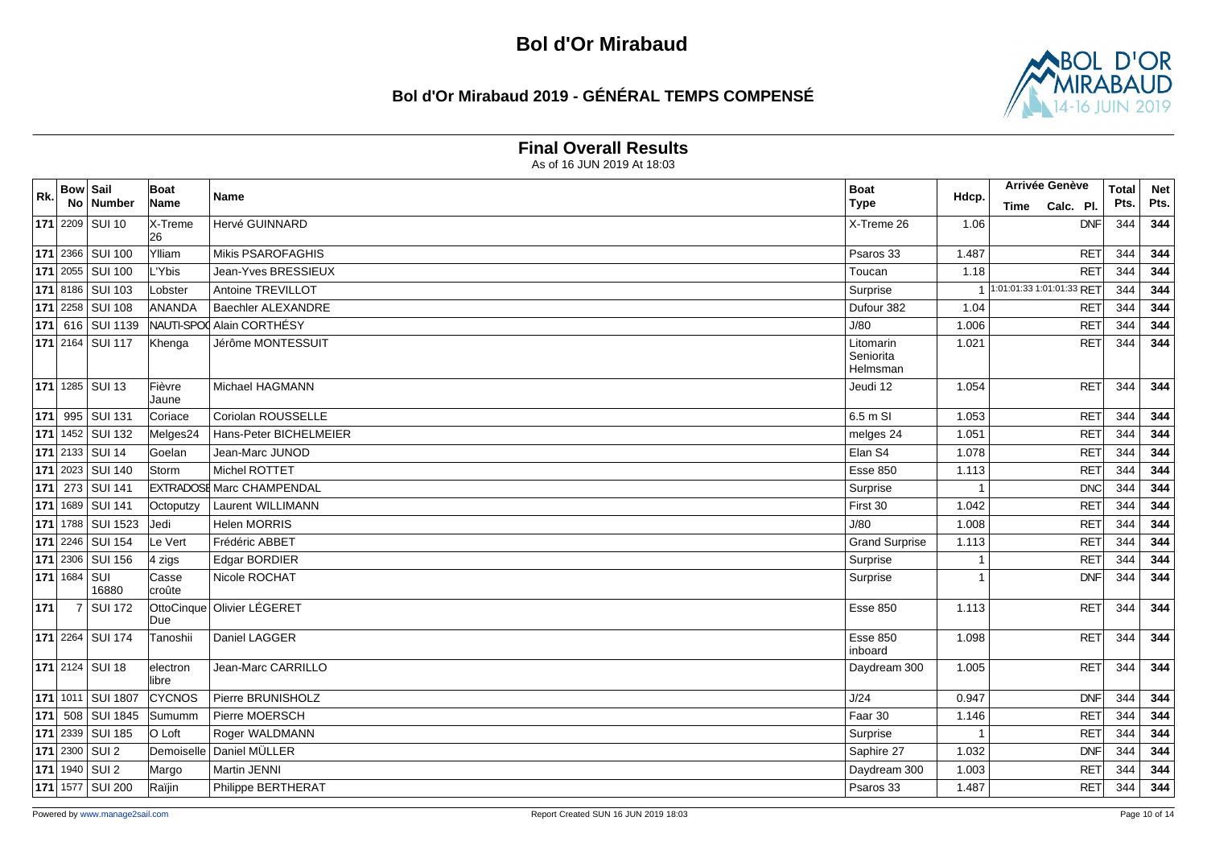# Bol d'Or Mirabaud

## Bol d'Or Mirabaud 2019 - GÉNÉRAL TEMPS COMPENSÉ

### Final Overall Results

As of 16 JUN 2019 At 18:03

| Rk. | Bow No | Sail Number | Boat Name | Name | Boat Type | Hdcp. | Arrivée Genève Time | Calc. | Pl. | Total Pts. | Net Pts. |
|---|---|---|---|---|---|---|---|---|---|---|---|
| 171 | 2209 | SUI 10 | X-Treme 26 | Hervé GUINNARD | X-Treme 26 | 1.06 | | | DNF | 344 | 344 |
| 171 | 2366 | SUI 100 | Ylliam | Mikis PSAROFAGHIS | Psaros 33 | 1.487 | | | RET | 344 | 344 |
| 171 | 2055 | SUI 100 | L'Ybis | Jean-Yves BRESSIEUX | Toucan | 1.18 | | | RET | 344 | 344 |
| 171 | 8186 | SUI 103 | Lobster | Antoine TREVILLOT | Surprise | 1 | 1:01:01:33 | 1:01:01:33 | RET | 344 | 344 |
| 171 | 2258 | SUI 108 | ANANDA | Baechler ALEXANDRE | Dufour 382 | 1.04 | | | RET | 344 | 344 |
| 171 | 616 | SUI 1139 | NAUTI-SPOC | Alain CORTHÉSY | J/80 | 1.006 | | | RET | 344 | 344 |
| 171 | 2164 | SUI 117 | Khenga | Jérôme MONTESSUIT | Litomarin Seniorita Helmsman | 1.021 | | | RET | 344 | 344 |
| 171 | 1285 | SUI 13 | Fièvre Jaune | Michael HAGMANN | Jeudi 12 | 1.054 | | | RET | 344 | 344 |
| 171 | 995 | SUI 131 | Coriace | Coriolan ROUSSELLE | 6.5 m SI | 1.053 | | | RET | 344 | 344 |
| 171 | 1452 | SUI 132 | Melges24 | Hans-Peter BICHELMEIER | melges 24 | 1.051 | | | RET | 344 | 344 |
| 171 | 2133 | SUI 14 | Goelan | Jean-Marc JUNOD | Elan S4 | 1.078 | | | RET | 344 | 344 |
| 171 | 2023 | SUI 140 | Storm | Michel ROTTET | Esse 850 | 1.113 | | | RET | 344 | 344 |
| 171 | 273 | SUI 141 | EXTRADOSE | Marc CHAMPENDAL | Surprise | 1 | | | DNC | 344 | 344 |
| 171 | 1689 | SUI 141 | Octoputzy | Laurent WILLIMANN | First 30 | 1.042 | | | RET | 344 | 344 |
| 171 | 1788 | SUI 1523 | Jedi | Helen MORRIS | J/80 | 1.008 | | | RET | 344 | 344 |
| 171 | 2246 | SUI 154 | Le Vert | Frédéric ABBET | Grand Surprise | 1.113 | | | RET | 344 | 344 |
| 171 | 2306 | SUI 156 | 4 zigs | Edgar BORDIER | Surprise | 1 | | | RET | 344 | 344 |
| 171 | 1684 | SUI 16880 | Casse croûte | Nicole ROCHAT | Surprise | 1 | | | DNF | 344 | 344 |
| 171 | 7 | SUI 172 | OttoCinque Due | Olivier LÉGERET | Esse 850 | 1.113 | | | RET | 344 | 344 |
| 171 | 2264 | SUI 174 | Tanoshii | Daniel LAGGER | Esse 850 inboard | 1.098 | | | RET | 344 | 344 |
| 171 | 2124 | SUI 18 | electron libre | Jean-Marc CARRILLO | Daydream 300 | 1.005 | | | RET | 344 | 344 |
| 171 | 1011 | SUI 1807 | CYCNOS | Pierre BRUNISHOLZ | J/24 | 0.947 | | | DNF | 344 | 344 |
| 171 | 508 | SUI 1845 | Sumumm | Pierre MOERSCH | Faar 30 | 1.146 | | | RET | 344 | 344 |
| 171 | 2339 | SUI 185 | O Loft | Roger WALDMANN | Surprise | 1 | | | RET | 344 | 344 |
| 171 | 2300 | SUI 2 | Demoiselle | Daniel MÜLLER | Saphire 27 | 1.032 | | | DNF | 344 | 344 |
| 171 | 1940 | SUI 2 | Margo | Martin JENNI | Daydream 300 | 1.003 | | | RET | 344 | 344 |
| 171 | 1577 | SUI 200 | Raïjin | Philippe BERTHERAT | Psaros 33 | 1.487 | | | RET | 344 | 344 |

Powered by www.manage2sail.com

Report Created SUN 16 JUN 2019 18:03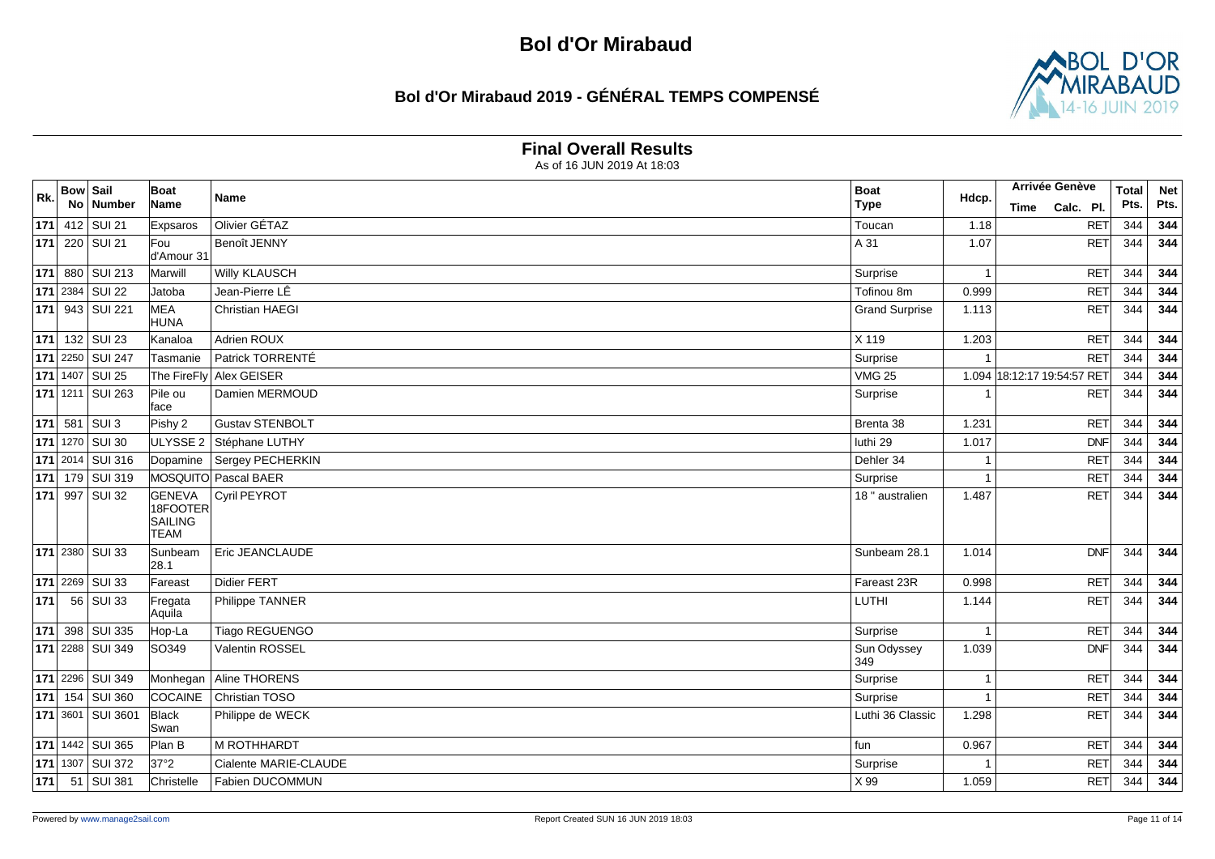# Bol d'Or Mirabaud

## Bol d'Or Mirabaud 2019 - GÉNÉRAL TEMPS COMPENSÉ

### Final Overall Results

As of 16 JUN 2019 At 18:03

| Rk. | Bow No | Sail Number | Boat Name | Name | Boat Type | Hdcp. | Arrivée Genève Time | Calc. | Pl. | Total Pts. | Net Pts. |
|---|---|---|---|---|---|---|---|---|---|---|---|
| **171** | 412 | SUI 21 | Expsaros | Olivier GÉTAZ | Toucan | 1.18 | | | RET | 344 | **344** |
| **171** | 220 | SUI 21 | Fou d'Amour 31 | Benoît JENNY | A 31 | 1.07 | | | RET | 344 | **344** |
| **171** | 880 | SUI 213 | Marwill | Willy KLAUSCH | Surprise | 1 | | | RET | 344 | **344** |
| **171** | 2384 | SUI 22 | Jatoba | Jean-Pierre LÊ | Tofinou 8m | 0.999 | | | RET | 344 | **344** |
| **171** | 943 | SUI 221 | MEA HUNA | Christian HAEGI | Grand Surprise | 1.113 | | | RET | 344 | **344** |
| **171** | 132 | SUI 23 | Kanaloa | Adrien ROUX | X 119 | 1.203 | | | RET | 344 | **344** |
| **171** | 2250 | SUI 247 | Tasmanie | Patrick TORRENTÉ | Surprise | 1 | | | RET | 344 | **344** |
| **171** | 1407 | SUI 25 | The FireFly | Alex GEISER | VMG 25 | 1.094 | 18:12:17 | 19:54:57 | RET | 344 | **344** |
| **171** | 1211 | SUI 263 | Pile ou face | Damien MERMOUD | Surprise | 1 | | | RET | 344 | **344** |
| **171** | 581 | SUI 3 | Pishy 2 | Gustav STENBOLT | Brenta 38 | 1.231 | | | RET | 344 | **344** |
| **171** | 1270 | SUI 30 | ULYSSE 2 | Stéphane LUTHY | luthi 29 | 1.017 | | | DNF | 344 | **344** |
| **171** | 2014 | SUI 316 | Dopamine | Sergey PECHERKIN | Dehler 34 | 1 | | | RET | 344 | **344** |
| **171** | 179 | SUI 319 | MOSQUITO | Pascal BAER | Surprise | 1 | | | RET | 344 | **344** |
| **171** | 997 | SUI 32 | GENEVA 18FOOTER SAILING TEAM | Cyril PEYROT | 18 " australien | 1.487 | | | RET | 344 | **344** |
| **171** | 2380 | SUI 33 | Sunbeam 28.1 | Eric JEANCLAUDE | Sunbeam 28.1 | 1.014 | | | DNF | 344 | **344** |
| **171** | 2269 | SUI 33 | Fareast | Didier FERT | Fareast 23R | 0.998 | | | RET | 344 | **344** |
| **171** | 56 | SUI 33 | Fregata Aquila | Philippe TANNER | LUTHI | 1.144 | | | RET | 344 | **344** |
| **171** | 398 | SUI 335 | Hop-La | Tiago REGUENGO | Surprise | 1 | | | RET | 344 | **344** |
| **171** | 2288 | SUI 349 | SO349 | Valentin ROSSEL | Sun Odyssey 349 | 1.039 | | | DNF | 344 | **344** |
| **171** | 2296 | SUI 349 | Monhegan | Aline THORENS | Surprise | 1 | | | RET | 344 | **344** |
| **171** | 154 | SUI 360 | COCAINE | Christian TOSO | Surprise | 1 | | | RET | 344 | **344** |
| **171** | 3601 | SUI 3601 | Black Swan | Philippe de WECK | Luthi 36 Classic | 1.298 | | | RET | 344 | **344** |
| **171** | 1442 | SUI 365 | Plan B | M ROTHHARDT | fun | 0.967 | | | RET | 344 | **344** |
| **171** | 1307 | SUI 372 | 37°2 | Cialente MARIE-CLAUDE | Surprise | 1 | | | RET | 344 | **344** |
| **171** | 51 | SUI 381 | Christelle | Fabien DUCOMMUN | X 99 | 1.059 | | | RET | 344 | **344** |

Powered by www.manage2sail.com

Report Created SUN 16 JUN 2019 18:03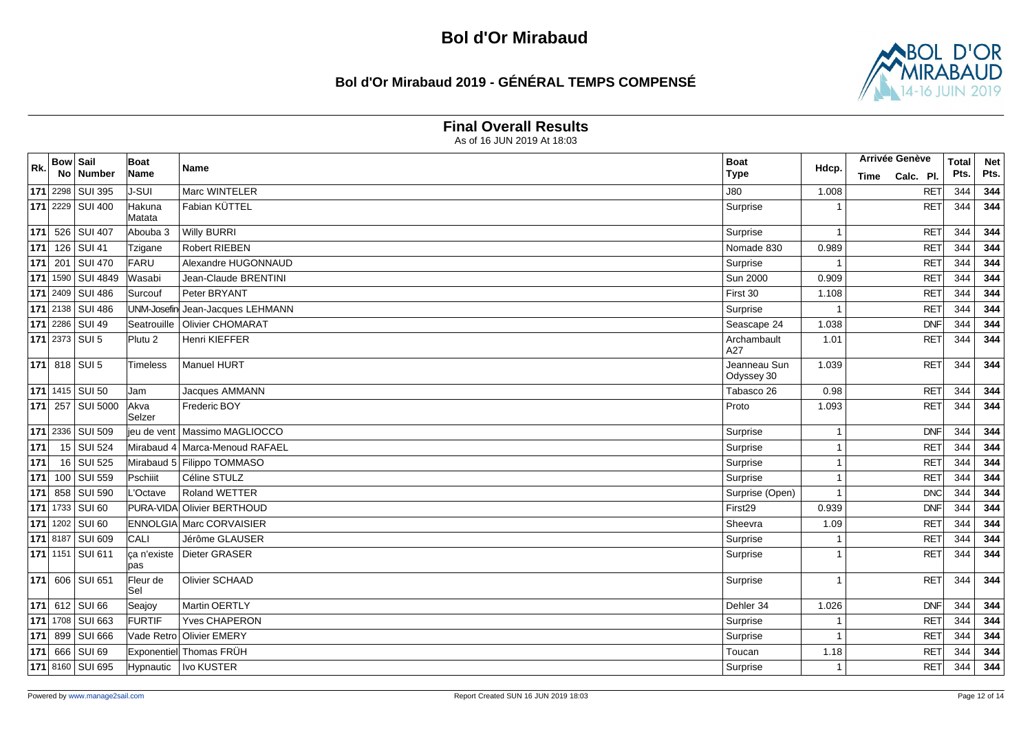# Bol d'Or Mirabaud

## Bol d'Or Mirabaud 2019 - GÉNÉRAL TEMPS COMPENSÉ

### Final Overall Results

As of 16 JUN 2019 At 18:03

| Rk. | Bow No | Sail Number | Boat Name | Name | Boat Type | Hdcp. | Arrivée Genève Time | Calc. Pl. | Total Pts. | Net Pts. |
|---|---|---|---|---|---|---|---|---|---|---|
| 171 | 2298 | SUI 395 | J-SUI | Marc WINTELER | J80 | 1.008 | | RET | 344 | 344 |
| 171 | 2229 | SUI 400 | Hakuna Matata | Fabian KÜTTEL | Surprise | 1 | | RET | 344 | 344 |
| 171 | 526 | SUI 407 | Abouba 3 | Willy BURRI | Surprise | 1 | | RET | 344 | 344 |
| 171 | 126 | SUI 41 | Tzigane | Robert RIEBEN | Nomade 830 | 0.989 | | RET | 344 | 344 |
| 171 | 201 | SUI 470 | FARU | Alexandre HUGONNAUD | Surprise | 1 | | RET | 344 | 344 |
| 171 | 1590 | SUI 4849 | Wasabi | Jean-Claude BRENTINI | Sun 2000 | 0.909 | | RET | 344 | 344 |
| 171 | 2409 | SUI 486 | Surcouf | Peter BRYANT | First 30 | 1.108 | | RET | 344 | 344 |
| 171 | 2138 | SUI 486 | UNM-Josefin | Jean-Jacques LEHMANN | Surprise | 1 | | RET | 344 | 344 |
| 171 | 2286 | SUI 49 | Seatrouille | Olivier CHOMARAT | Seascape 24 | 1.038 | | DNF | 344 | 344 |
| 171 | 2373 | SUI 5 | Plutu 2 | Henri KIEFFER | Archambault A27 | 1.01 | | RET | 344 | 344 |
| 171 | 818 | SUI 5 | Timeless | Manuel HURT | Jeanneau Sun Odyssey 30 | 1.039 | | RET | 344 | 344 |
| 171 | 1415 | SUI 50 | Jam | Jacques AMMANN | Tabasco 26 | 0.98 | | RET | 344 | 344 |
| 171 | 257 | SUI 5000 | Akva Selzer | Frederic BOY | Proto | 1.093 | | RET | 344 | 344 |
| 171 | 2336 | SUI 509 | jeu de vent | Massimo MAGLIOCCO | Surprise | 1 | | DNF | 344 | 344 |
| 171 | 15 | SUI 524 | Mirabaud 4 | Marca-Menoud RAFAEL | Surprise | 1 | | RET | 344 | 344 |
| 171 | 16 | SUI 525 | Mirabaud 5 | Filippo TOMMASO | Surprise | 1 | | RET | 344 | 344 |
| 171 | 100 | SUI 559 | Pschiiit | Céline STULZ | Surprise | 1 | | RET | 344 | 344 |
| 171 | 858 | SUI 590 | L'Octave | Roland WETTER | Surprise (Open) | 1 | | DNC | 344 | 344 |
| 171 | 1733 | SUI 60 | PURA-VIDA | Olivier BERTHOUD | First29 | 0.939 | | DNF | 344 | 344 |
| 171 | 1202 | SUI 60 | ENNOLGIA | Marc CORVAISIER | Sheevra | 1.09 | | RET | 344 | 344 |
| 171 | 8187 | SUI 609 | CALI | Jérôme GLAUSER | Surprise | 1 | | RET | 344 | 344 |
| 171 | 1151 | SUI 611 | ça n'existe pas | Dieter GRASER | Surprise | 1 | | RET | 344 | 344 |
| 171 | 606 | SUI 651 | Fleur de Sel | Olivier SCHAAD | Surprise | 1 | | RET | 344 | 344 |
| 171 | 612 | SUI 66 | Seajoy | Martin OERTLY | Dehler 34 | 1.026 | | DNF | 344 | 344 |
| 171 | 1708 | SUI 663 | FURTIF | Yves CHAPERON | Surprise | 1 | | RET | 344 | 344 |
| 171 | 899 | SUI 666 | Vade Retro | Olivier EMERY | Surprise | 1 | | RET | 344 | 344 |
| 171 | 666 | SUI 69 | Exponentiel | Thomas FRÜH | Toucan | 1.18 | | RET | 344 | 344 |
| 171 | 8160 | SUI 695 | Hypnautic | Ivo KUSTER | Surprise | 1 | | RET | 344 | 344 |

Powered by www.manage2sail.com — Report Created SUN 16 JUN 2019 18:03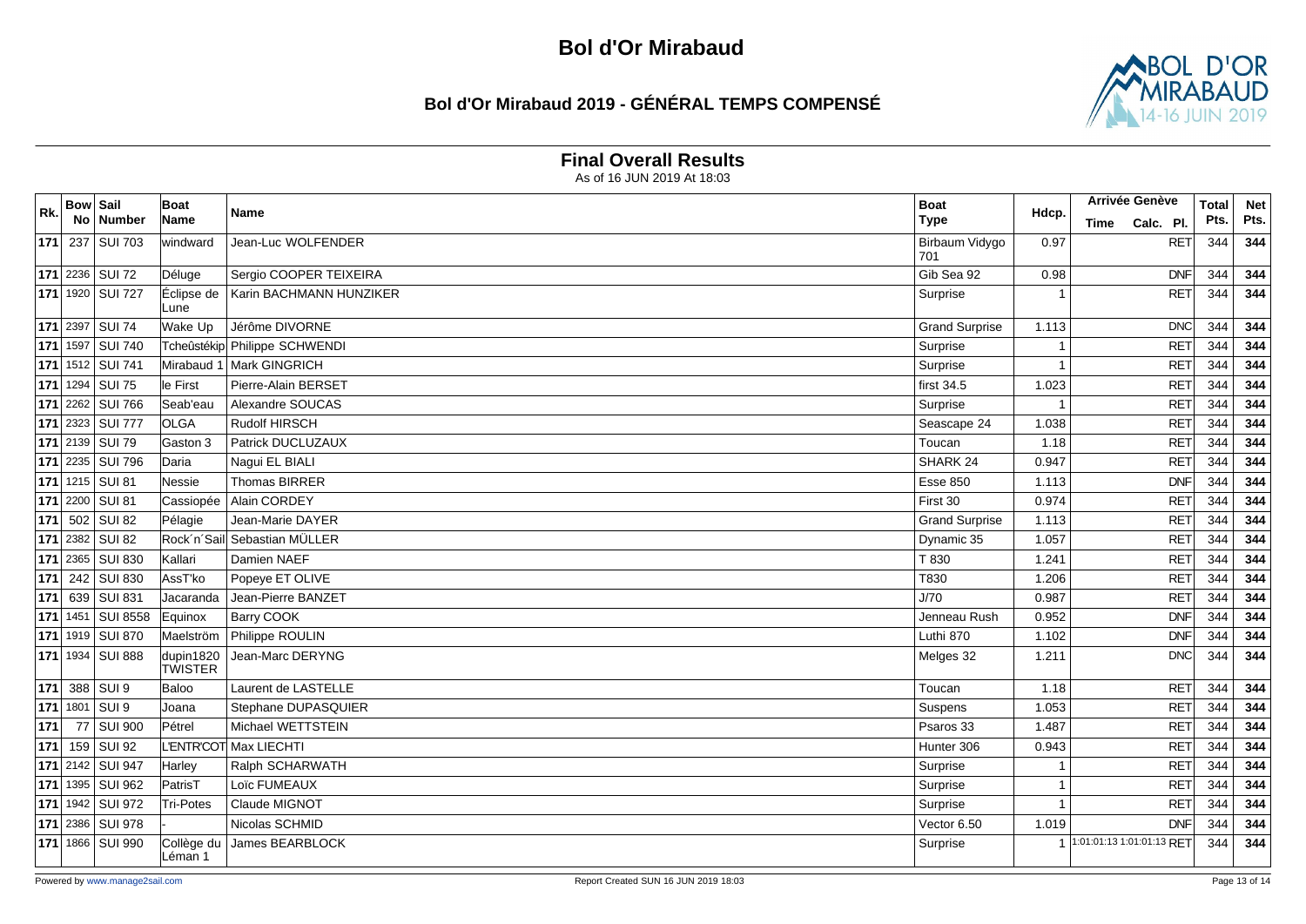# Bol d'Or Mirabaud

## Bol d'Or Mirabaud 2019 - GÉNÉRAL TEMPS COMPENSÉ

### Final Overall Results

As of 16 JUN 2019 At 18:03

| Rk. | Bow No | Sail Number | Boat Name | Name | Boat Type | Hdcp. | Arrivée Genève Time | Calc. | Pl. | Total Pts. | Net Pts. |
|---|---|---|---|---|---|---|---|---|---|---|---|
| 171 | 237 | SUI 703 | windward | Jean-Luc WOLFENDER | Birbaum Vidygo 701 | 0.97 | | | RET | 344 | 344 |
| 171 | 2236 | SUI 72 | Déluge | Sergio COOPER TEIXEIRA | Gib Sea 92 | 0.98 | | | DNF | 344 | 344 |
| 171 | 1920 | SUI 727 | Éclipse de Lune | Karin BACHMANN HUNZIKER | Surprise | 1 | | | RET | 344 | 344 |
| 171 | 2397 | SUI 74 | Wake Up | Jérôme DIVORNE | Grand Surprise | 1.113 | | | DNC | 344 | 344 |
| 171 | 1597 | SUI 740 | Tcheûstékip | Philippe SCHWENDI | Surprise | 1 | | | RET | 344 | 344 |
| 171 | 1512 | SUI 741 | Mirabaud 1 | Mark GINGRICH | Surprise | 1 | | | RET | 344 | 344 |
| 171 | 1294 | SUI 75 | le First | Pierre-Alain BERSET | first 34.5 | 1.023 | | | RET | 344 | 344 |
| 171 | 2262 | SUI 766 | Seab'eau | Alexandre SOUCAS | Surprise | 1 | | | RET | 344 | 344 |
| 171 | 2323 | SUI 777 | OLGA | Rudolf HIRSCH | Seascape 24 | 1.038 | | | RET | 344 | 344 |
| 171 | 2139 | SUI 79 | Gaston 3 | Patrick DUCLUZAUX | Toucan | 1.18 | | | RET | 344 | 344 |
| 171 | 2235 | SUI 796 | Daria | Nagui EL BIALI | SHARK 24 | 0.947 | | | RET | 344 | 344 |
| 171 | 1215 | SUI 81 | Nessie | Thomas BIRRER | Esse 850 | 1.113 | | | DNF | 344 | 344 |
| 171 | 2200 | SUI 81 | Cassiopée | Alain CORDEY | First 30 | 0.974 | | | RET | 344 | 344 |
| 171 | 502 | SUI 82 | Pélagie | Jean-Marie DAYER | Grand Surprise | 1.113 | | | RET | 344 | 344 |
| 171 | 2382 | SUI 82 | Rock´n´Sail | Sebastian MÜLLER | Dynamic 35 | 1.057 | | | RET | 344 | 344 |
| 171 | 2365 | SUI 830 | Kallari | Damien NAEF | T 830 | 1.241 | | | RET | 344 | 344 |
| 171 | 242 | SUI 830 | AssT'ko | Popeye ET OLIVE | T830 | 1.206 | | | RET | 344 | 344 |
| 171 | 639 | SUI 831 | Jacaranda | Jean-Pierre BANZET | J/70 | 0.987 | | | RET | 344 | 344 |
| 171 | 1451 | SUI 8558 | Equinox | Barry COOK | Jenneau Rush | 0.952 | | | DNF | 344 | 344 |
| 171 | 1919 | SUI 870 | Maelström | Philippe ROULIN | Luthi 870 | 1.102 | | | DNF | 344 | 344 |
| 171 | 1934 | SUI 888 | dupin1820 TWISTER | Jean-Marc DERYNG | Melges 32 | 1.211 | | | DNC | 344 | 344 |
| 171 | 388 | SUI 9 | Baloo | Laurent de LASTELLE | Toucan | 1.18 | | | RET | 344 | 344 |
| 171 | 1801 | SUI 9 | Joana | Stephane DUPASQUIER | Suspens | 1.053 | | | RET | 344 | 344 |
| 171 | 77 | SUI 900 | Pétrel | Michael WETTSTEIN | Psaros 33 | 1.487 | | | RET | 344 | 344 |
| 171 | 159 | SUI 92 | L'ENTR'COT | Max LIECHTI | Hunter 306 | 0.943 | | | RET | 344 | 344 |
| 171 | 2142 | SUI 947 | Harley | Ralph SCHARWATH | Surprise | 1 | | | RET | 344 | 344 |
| 171 | 1395 | SUI 962 | PatrisT | Loïc FUMEAUX | Surprise | 1 | | | RET | 344 | 344 |
| 171 | 1942 | SUI 972 | Tri-Potes | Claude MIGNOT | Surprise | 1 | | | RET | 344 | 344 |
| 171 | 2386 | SUI 978 | - | Nicolas SCHMID | Vector 6.50 | 1.019 | | | DNF | 344 | 344 |
| 171 | 1866 | SUI 990 | Collège du Léman 1 | James BEARBLOCK | Surprise | 1 | 1:01:01:13 | 1:01:01:13 | RET | 344 | 344 |

Powered by www.manage2sail.com — Report Created SUN 16 JUN 2019 18:03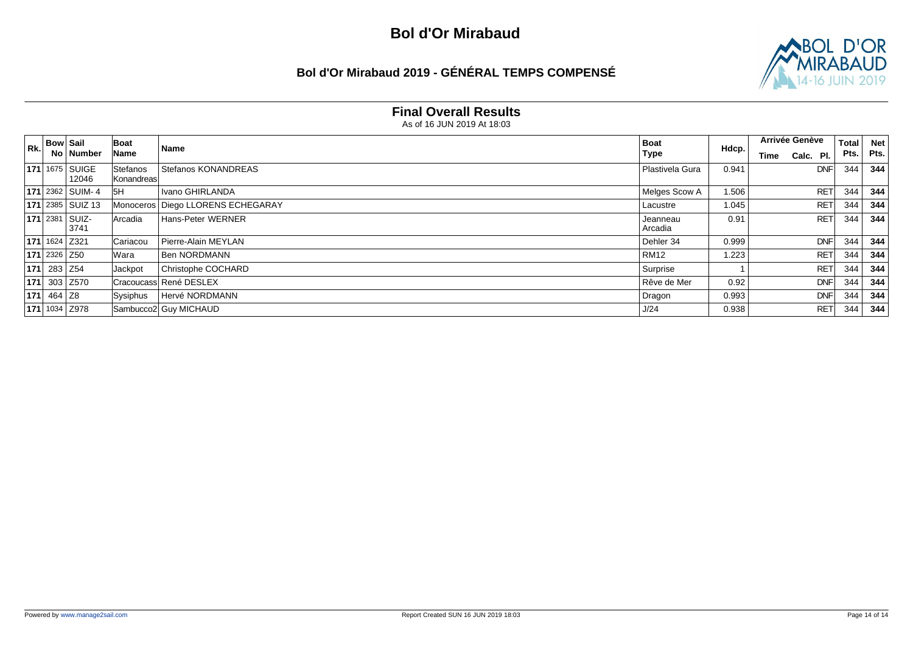# Bol d'Or Mirabaud

## Bol d'Or Mirabaud 2019 - GÉNÉRAL TEMPS COMPENSÉ

### Final Overall Results

As of 16 JUN 2019 At 18:03

| Rk. | Bow No | Sail Number | Boat Name | Name | Boat Type | Hdcp. | Arrivée Genève Time | Calc. | Pl. | Total Pts. | Net Pts. |
|---|---|---|---|---|---|---|---|---|---|---|---|
| **171** | 1675 | SUIGE 12046 | Stefanos Konandreas | Stefanos KONANDREAS | Plastivela Gura | 0.941 | | | DNF | 344 | **344** |
| **171** | 2362 | SUIM- 4 | 5H | Ivano GHIRLANDA | Melges Scow A | 1.506 | | | RET | 344 | **344** |
| **171** | 2385 | SUIZ 13 | Monoceros | Diego LLORENS ECHEGARAY | Lacustre | 1.045 | | | RET | 344 | **344** |
| **171** | 2381 | SUIZ- 3741 | Arcadia | Hans-Peter WERNER | Jeanneau Arcadia | 0.91 | | | RET | 344 | **344** |
| **171** | 1624 | Z321 | Cariacou | Pierre-Alain MEYLAN | Dehler 34 | 0.999 | | | DNF | 344 | **344** |
| **171** | 2326 | Z50 | Wara | Ben NORDMANN | RM12 | 1.223 | | | RET | 344 | **344** |
| **171** | 283 | Z54 | Jackpot | Christophe COCHARD | Surprise | 1 | | | RET | 344 | **344** |
| **171** | 303 | Z570 | Cracoucass | René DESLEX | Rêve de Mer | 0.92 | | | DNF | 344 | **344** |
| **171** | 464 | Z8 | Sysiphus | Hervé NORDMANN | Dragon | 0.993 | | | DNF | 344 | **344** |
| **171** | 1034 | Z978 | Sambucco2 | Guy MICHAUD | J/24 | 0.938 | | | RET | 344 | **344** |

Powered by www.manage2sail.com

Report Created SUN 16 JUN 2019 18:03